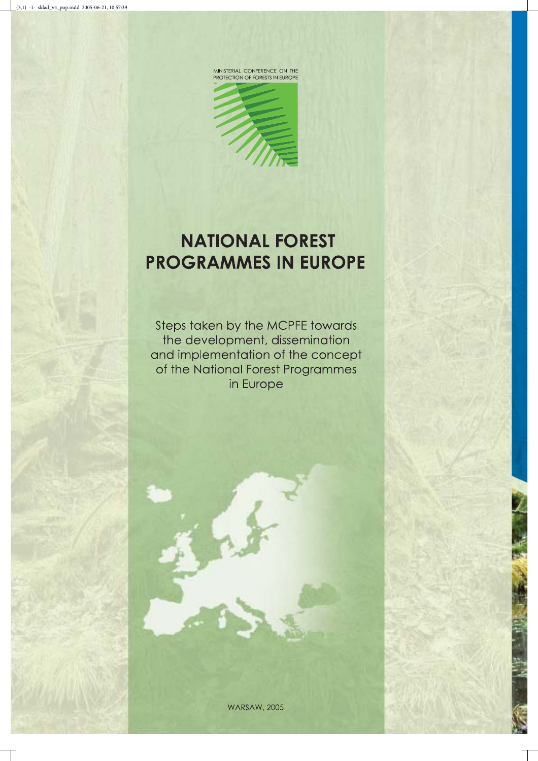MINISTERIAL CONFERENCE ON THE PROTECTION OF FORESTS IN EUROPE

# NATIONAL FOREST PROGRAMMES IN EUROPE

Steps taken by the MCPFE towards the development, dissemination and implementation of the concept of the National Forest Programmes in Europe

WARSAW, 2005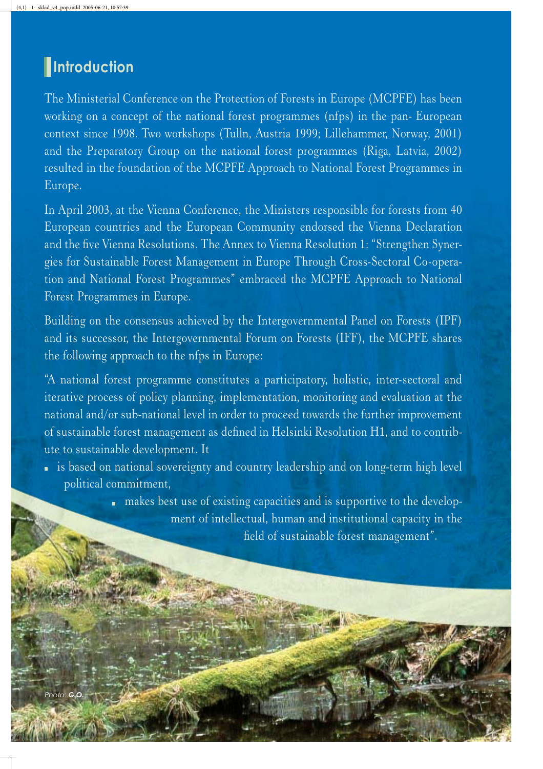## Introduction

The Ministerial Conference on the Protection of Forests in Europe (MCPFE) has been working on a concept of the national forest programmes (nfps) in the pan- European context since 1998. Two workshops (Tulln, Austria 1999; Lillehammer, Norway, 2001) and the Preparatory Group on the national forest programmes (Riga, Latvia, 2002) resulted in the foundation of the MCPFE Approach to National Forest Programmes in Europe.

In April 2003, at the Vienna Conference, the Ministers responsible for forests from 40 European countries and the European Community endorsed the Vienna Declaration and the five Vienna Resolutions. The Annex to Vienna Resolution 1: "Strengthen Synergies for Sustainable Forest Management in Europe Through Cross-Sectoral Co-operation and National Forest Programmes" embraced the MCPFE Approach to National Forest Programmes in Europe.

Building on the consensus achieved by the Intergovernmental Panel on Forests (IPF) and its successor, the Intergovernmental Forum on Forests (IFF), the MCPFE shares the following approach to the nfps in Europe:

"A national forest programme constitutes a participatory, holistic, inter-sectoral and iterative process of policy planning, implementation, monitoring and evaluation at the national and/or sub-national level in order to proceed towards the further improvement of sustainable forest management as defined in Helsinki Resolution H1, and to contribute to sustainable development. It

- is based on national sovereignty and country leadership and on long-term high level political commitment,
- makes best use of existing capacities and is supportive to the development of intellectual, human and institutional capacity in the field of sustainable forest management".

Photo: G.O.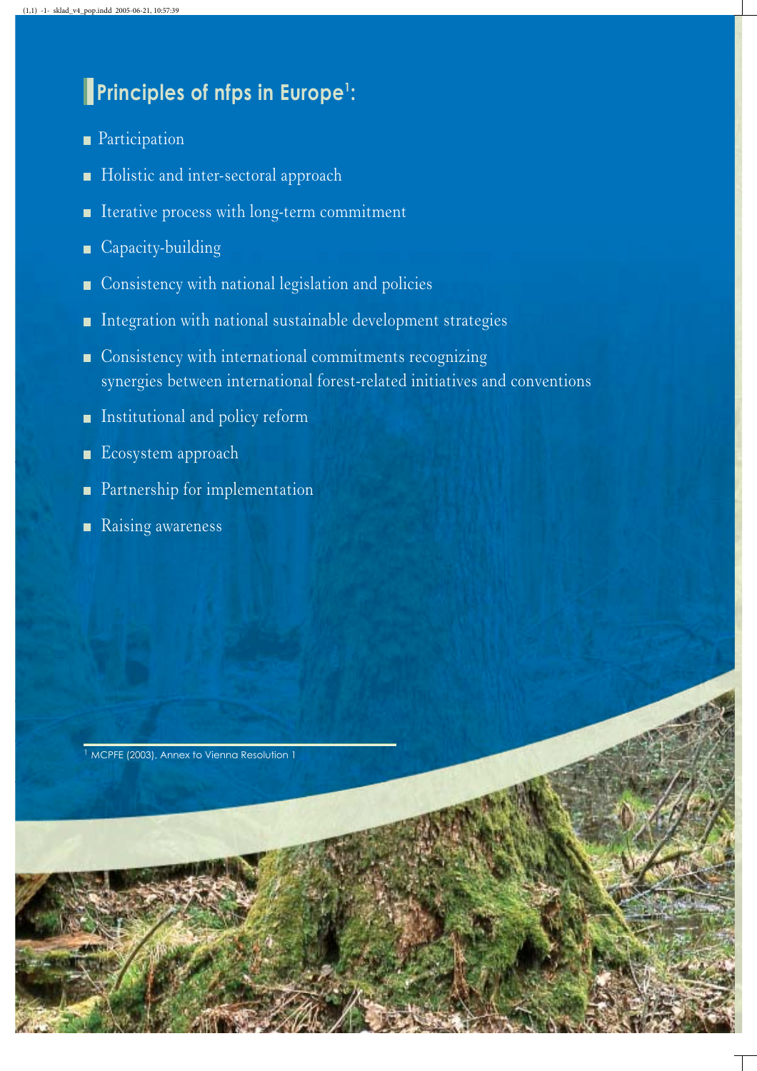## Principles of nfps in Europe[1]:

- Participation
- Holistic and inter-sectoral approach
- Iterative process with long-term commitment
- Capacity-building
- Consistency with national legislation and policies
- Integration with national sustainable development strategies
- Consistency with international commitments recognizing synergies between international forest-related initiatives and conventions
- Institutional and policy reform
- Ecosystem approach
- Partnership for implementation
- Raising awareness

[1] MCPFE (2003), Annex to Vienna Resolution 1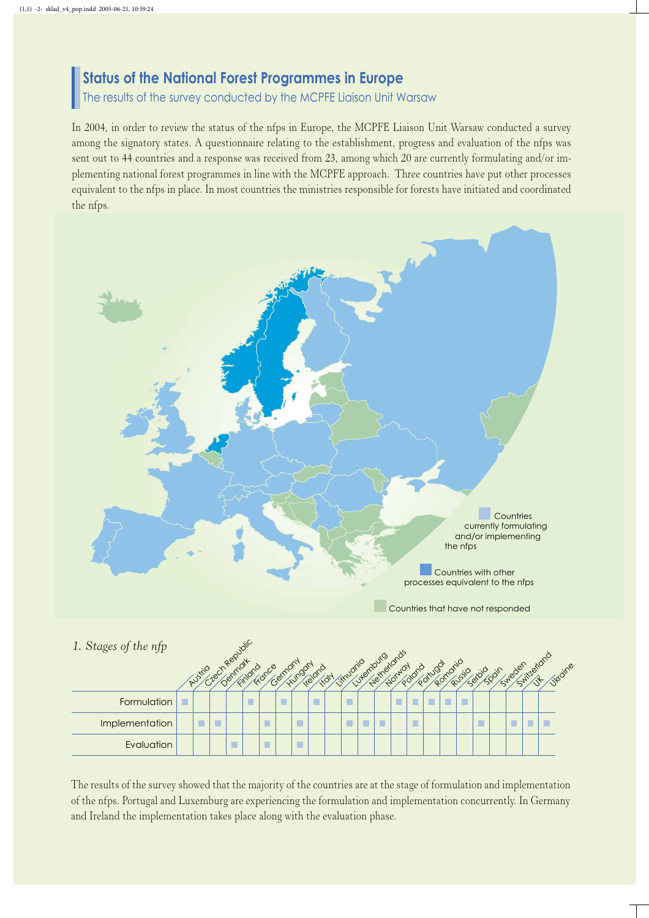## Status of the National Forest Programmes in Europe

### The results of the survey conducted by the MCPFE Liaison Unit Warsaw

In 2004, in order to review the status of the nfps in Europe, the MCPFE Liaison Unit Warsaw conducted a survey among the signatory states. A questionnaire relating to the establishment, progress and evaluation of the nfps was sent out to 44 countries and a response was received from 23, among which 20 are currently formulating and/or implementing national forest programmes in line with the MCPFE approach. Three countries have put other processes equivalent to the nfps in place. In most countries the ministries responsible for forests have initiated and coordinated the nfps.

Countries currently formulating and/or implementing the nfps

Countries with other processes equivalent to the nfps

Countries that have not responded

*1. Stages of the nfp*

| | Austria | Czech Republic | Denmark | Finland | France | Germany | Hungary | Ireland | Italy | Lithuania | Luxemburg | Netherlands | Norway | Poland | Portugal | Romania | Russia | Serbia | Spain | Sweden | Switzerland | UK | Ukraine |
|---|---|---|---|---|---|---|---|---|---|---|---|---|---|---|---|---|---|---|---|---|---|---|---|
| Formulation | ■ | | | | ■ | | ■ | | ■ | | ■ | | | ■ | ■ | ■ | ■ | ■ | | | | | |
| Implementation | | ■ | ■ | | | ■ | | ■ | | | ■ | ■ | ■ | | ■ | | | | ■ | | ■ | ■ | ■ |
| Evaluation | | | | ■ | | ■ | | ■ | | | | | | | | | | | | | | | |

The results of the survey showed that the majority of the countries are at the stage of formulation and implementation of the nfps. Portugal and Luxemburg are experiencing the formulation and implementation concurrently. In Germany and Ireland the implementation takes place along with the evaluation phase.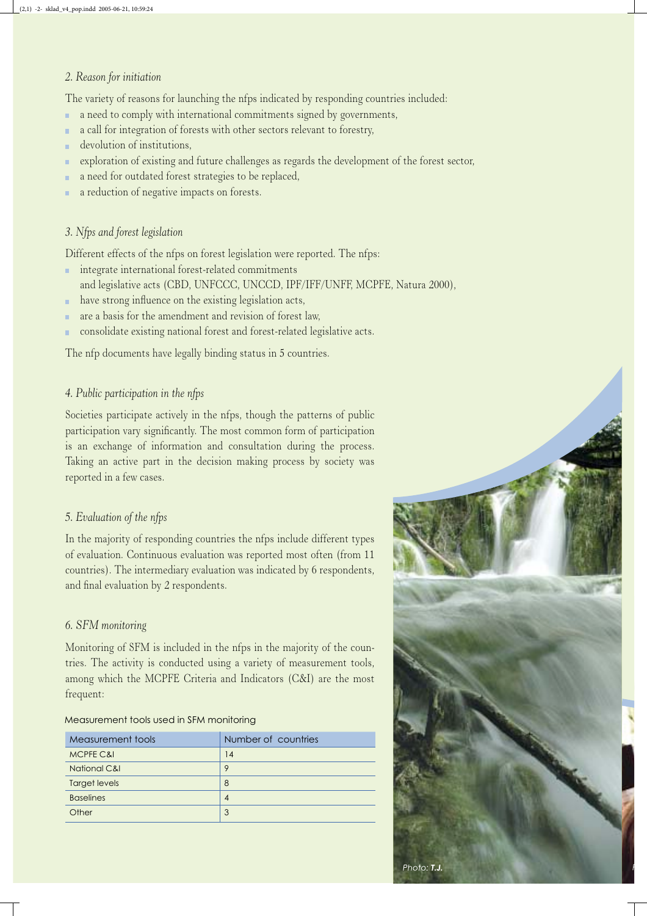### *2. Reason for initiation*

The variety of reasons for launching the nfps indicated by responding countries included:

- a need to comply with international commitments signed by governments,
- a call for integration of forests with other sectors relevant to forestry,
- devolution of institutions,
- exploration of existing and future challenges as regards the development of the forest sector,
- a need for outdated forest strategies to be replaced,
- a reduction of negative impacts on forests.

### *3. Nfps and forest legislation*

Different effects of the nfps on forest legislation were reported. The nfps:

- integrate international forest-related commitments and legislative acts (CBD, UNFCCC, UNCCD, IPF/IFF/UNFF, MCPFE, Natura 2000),
- have strong influence on the existing legislation acts,
- are a basis for the amendment and revision of forest law,
- consolidate existing national forest and forest-related legislative acts.

The nfp documents have legally binding status in 5 countries.

### *4. Public participation in the nfps*

Societies participate actively in the nfps, though the patterns of public participation vary significantly. The most common form of participation is an exchange of information and consultation during the process. Taking an active part in the decision making process by society was reported in a few cases.

### *5. Evaluation of the nfps*

In the majority of responding countries the nfps include different types of evaluation. Continuous evaluation was reported most often (from 11 countries). The intermediary evaluation was indicated by 6 respondents, and final evaluation by 2 respondents.

### *6. SFM monitoring*

Monitoring of SFM is included in the nfps in the majority of the countries. The activity is conducted using a variety of measurement tools, among which the MCPFE Criteria and Indicators (C&I) are the most frequent:

Measurement tools used in SFM monitoring

| Measurement tools | Number of countries |
| --- | --- |
| MCPFE C&I | 14 |
| National C&I | 9 |
| Target levels | 8 |
| Baselines | 4 |
| Other | 3 |

Photo: **T.J.**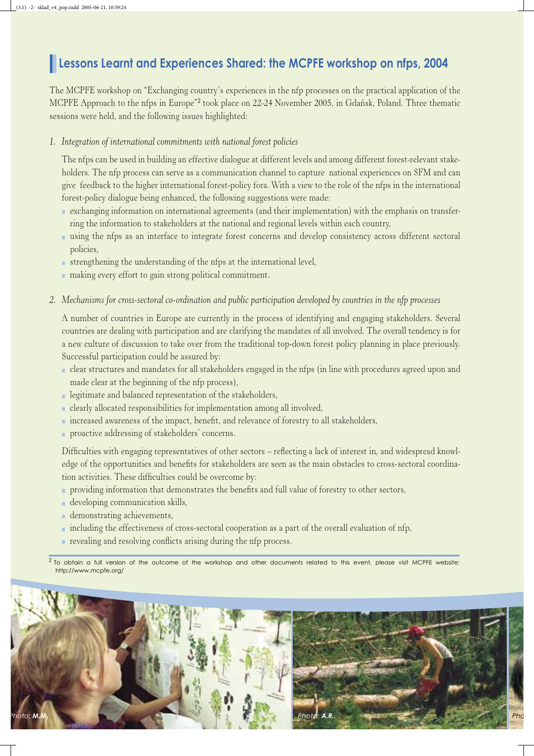## Lessons Learnt and Experiences Shared: the MCPFE workshop on nfps, 2004

The MCPFE workshop on "Exchanging country's experiences in the nfp processes on the practical application of the MCPFE Approach to the nfps in Europe"[2] took place on 22-24 November 2005, in Gdańsk, Poland. Three thematic sessions were held, and the following issues highlighted:

1. *Integration of international commitments with national forest policies*

   The nfps can be used in building an effective dialogue at different levels and among different forest-relevant stakeholders. The nfp process can serve as a communication channel to capture national experiences on SFM and can give feedback to the higher international forest-policy fora. With a view to the role of the nfps in the international forest-policy dialogue being enhanced, the following suggestions were made:

   - exchanging information on international agreements (and their implementation) with the emphasis on transferring the information to stakeholders at the national and regional levels within each country,
   - using the nfps as an interface to integrate forest concerns and develop consistency across different sectoral policies,
   - strengthening the understanding of the nfps at the international level,
   - making every effort to gain strong political commitment.

2. *Mechanisms for cross-sectoral co-ordination and public participation developed by countries in the nfp processes*

   A number of countries in Europe are currently in the process of identifying and engaging stakeholders. Several countries are dealing with participation and are clarifying the mandates of all involved. The overall tendency is for a new culture of discussion to take over from the traditional top-down forest policy planning in place previously. Successful participation could be assured by:

   - clear structures and mandates for all stakeholders engaged in the nfps (in line with procedures agreed upon and made clear at the beginning of the nfp process),
   - legitimate and balanced representation of the stakeholders,
   - clearly allocated responsibilities for implementation among all involved,
   - increased awareness of the impact, benefit, and relevance of forestry to all stakeholders,
   - proactive addressing of stakeholders' concerns.

   Difficulties with engaging representatives of other sectors – reflecting a lack of interest in, and widespread knowledge of the opportunities and benefits for stakeholders are seen as the main obstacles to cross-sectoral coordination activities. These difficulties could be overcome by:

   - providing information that demonstrates the benefits and full value of forestry to other sectors,
   - developing communication skills,
   - demonstrating achievements,
   - including the effectiveness of cross-sectoral cooperation as a part of the overall evaluation of nfp,
   - revealing and resolving conflicts arising during the nfp process.

[2] To obtain a full version of the outcome of the workshop and other documents related to this event, please visit MCPFE website: http://www.mcpfe.org/

Photo: M.M.

Photo: A.R.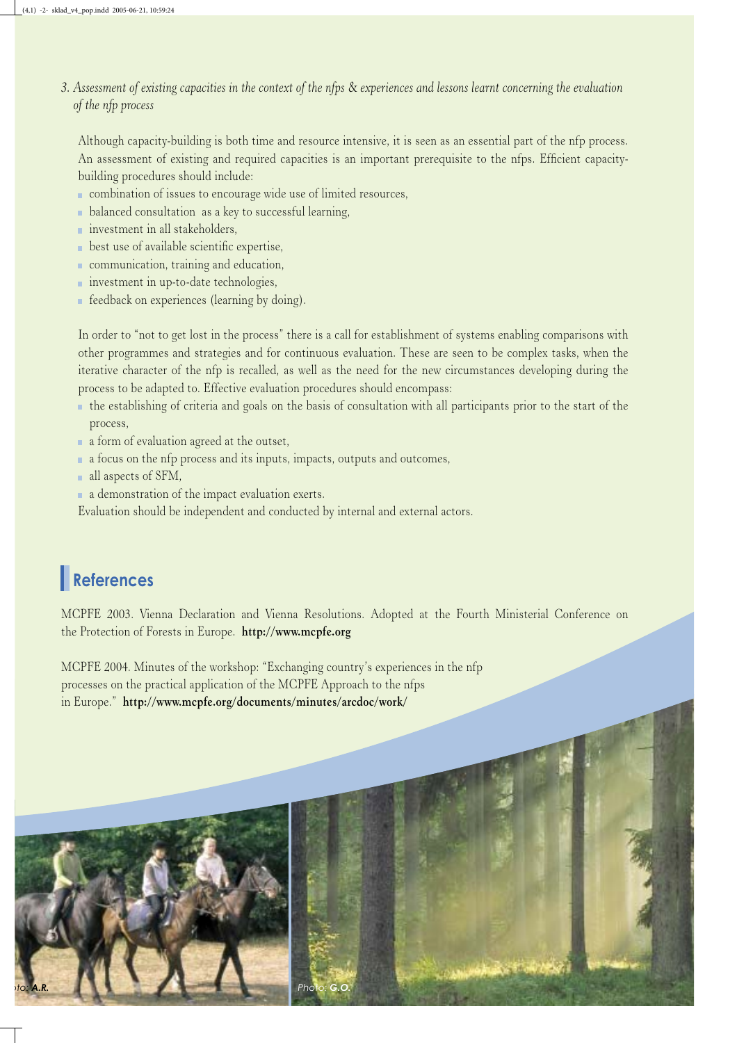*3. Assessment of existing capacities in the context of the nfps & experiences and lessons learnt concerning the evaluation of the nfp process*

Although capacity-building is both time and resource intensive, it is seen as an essential part of the nfp process. An assessment of existing and required capacities is an important prerequisite to the nfps. Efficient capacity-building procedures should include:

- combination of issues to encourage wide use of limited resources,
- balanced consultation as a key to successful learning,
- investment in all stakeholders,
- best use of available scientific expertise,
- communication, training and education,
- investment in up-to-date technologies,
- feedback on experiences (learning by doing).

In order to "not to get lost in the process" there is a call for establishment of systems enabling comparisons with other programmes and strategies and for continuous evaluation. These are seen to be complex tasks, when the iterative character of the nfp is recalled, as well as the need for the new circumstances developing during the process to be adapted to. Effective evaluation procedures should encompass:

- the establishing of criteria and goals on the basis of consultation with all participants prior to the start of the process,
- a form of evaluation agreed at the outset,
- a focus on the nfp process and its inputs, impacts, outputs and outcomes,
- all aspects of SFM,
- a demonstration of the impact evaluation exerts.

Evaluation should be independent and conducted by internal and external actors.

## References

MCPFE 2003. Vienna Declaration and Vienna Resolutions. Adopted at the Fourth Ministerial Conference on the Protection of Forests in Europe. **http://www.mcpfe.org**

MCPFE 2004. Minutes of the workshop: "Exchanging country's experiences in the nfp processes on the practical application of the MCPFE Approach to the nfps in Europe." **http://www.mcpfe.org/documents/minutes/arcdoc/work/**

Photo: A.R.

Photo: G.O.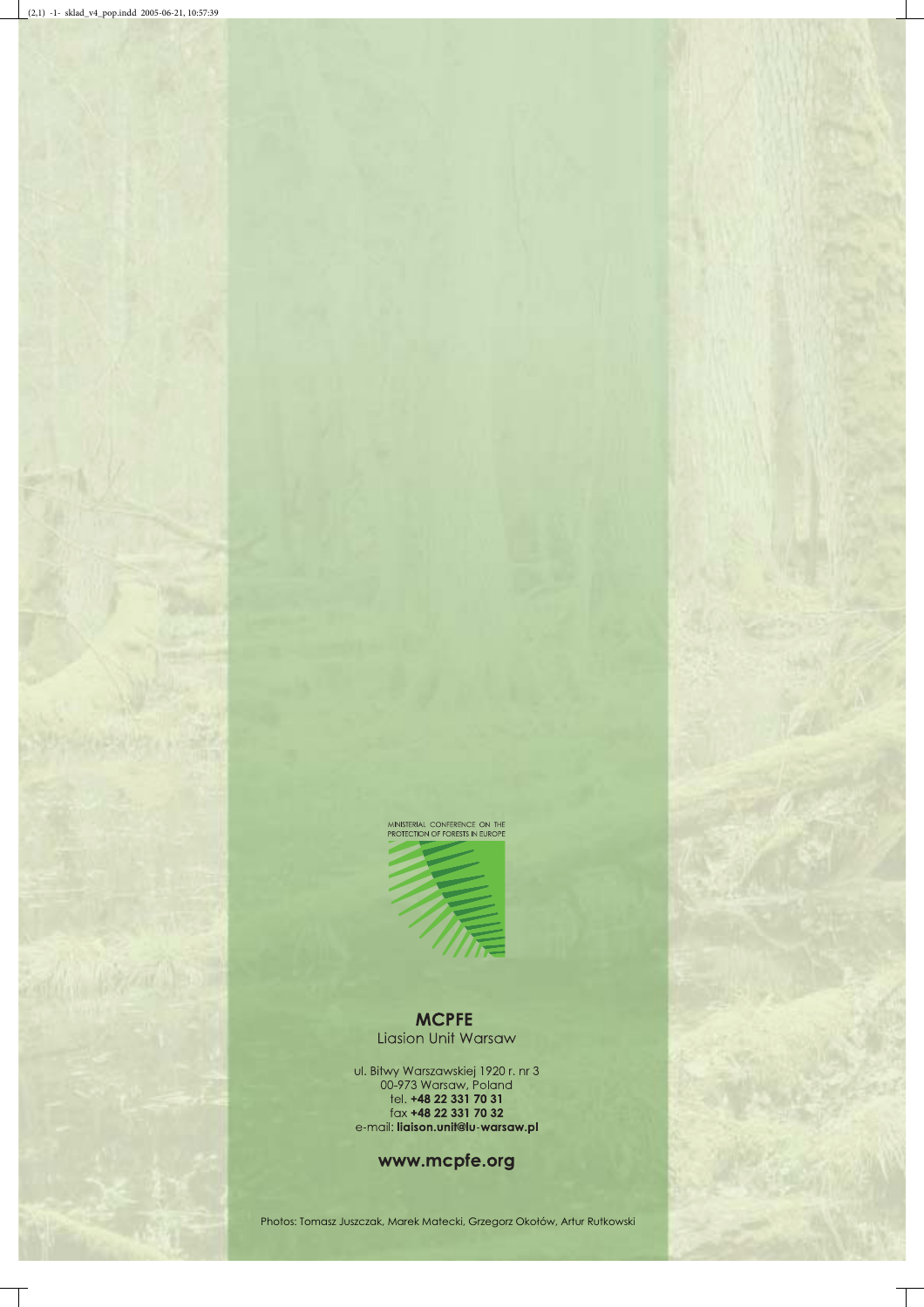MINISTERIAL CONFERENCE ON THE PROTECTION OF FORESTS IN EUROPE

**MCPFE**
Liasion Unit Warsaw

ul. Bitwy Warszawskiej 1920 r. nr 3
00-973 Warsaw, Poland
tel. **+48 22 331 70 31**
fax **+48 22 331 70 32**
e-mail: **liaison.unit@lu-warsaw.pl**

**www.mcpfe.org**

Photos: Tomasz Juszczak, Marek Matecki, Grzegorz Okołów, Artur Rutkowski